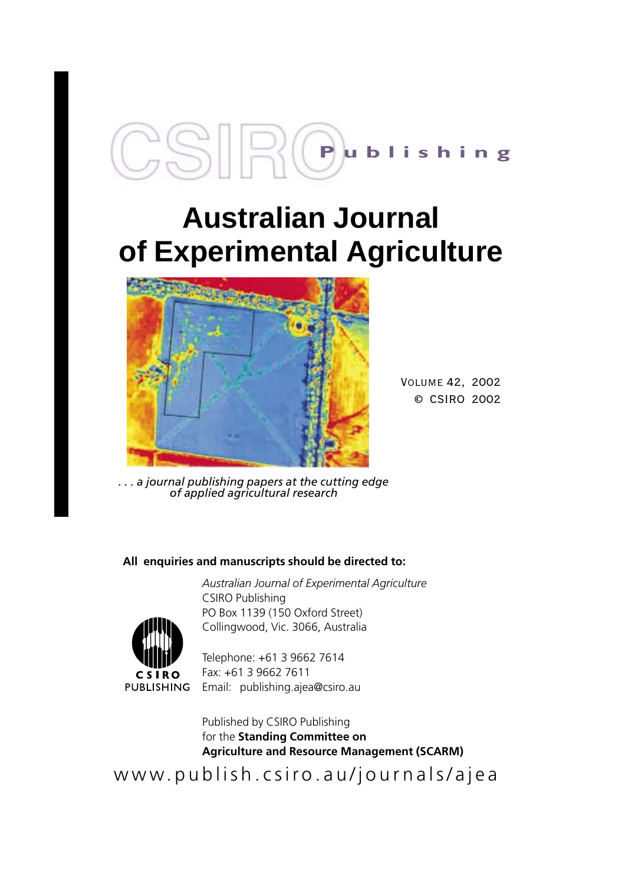CSIRO Publishing

# Australian Journal of Experimental Agriculture

VOLUME 42, 2002
© CSIRO 2002

*. . . a journal publishing papers at the cutting edge of applied agricultural research*

**All enquiries and manuscripts should be directed to:**

*Australian Journal of Experimental Agriculture*
CSIRO Publishing
PO Box 1139 (150 Oxford Street)
Collingwood, Vic. 3066, Australia

CSIRO PUBLISHING

Telephone: +61 3 9662 7614
Fax: +61 3 9662 7611
Email: publishing.ajea@csiro.au

Published by CSIRO Publishing
for the **Standing Committee on Agriculture and Resource Management (SCARM)**

www.publish.csiro.au/journals/ajea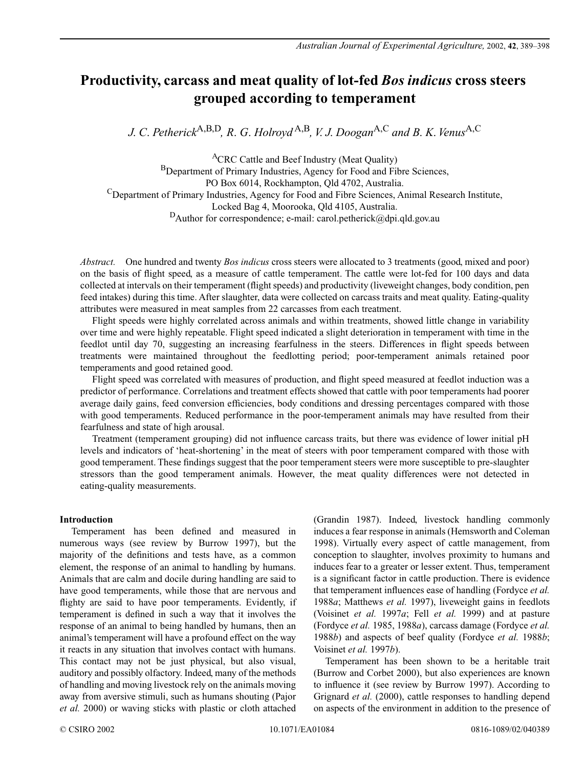# Productivity, carcass and meat quality of lot-fed *Bos indicus* cross steers grouped according to temperament

*J. C. Petherick*[A,B,D], *R. G. Holroyd*[A,B], *V. J. Doogan*[A,C] *and B. K. Venus*[A,C]

[A]CRC Cattle and Beef Industry (Meat Quality)
[B]Department of Primary Industries, Agency for Food and Fibre Sciences, PO Box 6014, Rockhampton, Qld 4702, Australia.
[C]Department of Primary Industries, Agency for Food and Fibre Sciences, Animal Research Institute, Locked Bag 4, Moorooka, Qld 4105, Australia.
[D]Author for correspondence; e-mail: carol.petherick@dpi.qld.gov.au

*Abstract.* One hundred and twenty *Bos indicus* cross steers were allocated to 3 treatments (good, mixed and poor) on the basis of flight speed, as a measure of cattle temperament. The cattle were lot-fed for 100 days and data collected at intervals on their temperament (flight speeds) and productivity (liveweight changes, body condition, pen feed intakes) during this time. After slaughter, data were collected on carcass traits and meat quality. Eating-quality attributes were measured in meat samples from 22 carcasses from each treatment.

Flight speeds were highly correlated across animals and within treatments, showed little change in variability over time and were highly repeatable. Flight speed indicated a slight deterioration in temperament with time in the feedlot until day 70, suggesting an increasing fearfulness in the steers. Differences in flight speeds between treatments were maintained throughout the feedlotting period; poor-temperament animals retained poor temperaments and good retained good.

Flight speed was correlated with measures of production, and flight speed measured at feedlot induction was a predictor of performance. Correlations and treatment effects showed that cattle with poor temperaments had poorer average daily gains, feed conversion efficiencies, body conditions and dressing percentages compared with those with good temperaments. Reduced performance in the poor-temperament animals may have resulted from their fearfulness and state of high arousal.

Treatment (temperament grouping) did not influence carcass traits, but there was evidence of lower initial pH levels and indicators of 'heat-shortening' in the meat of steers with poor temperament compared with those with good temperament. These findings suggest that the poor temperament steers were more susceptible to pre-slaughter stressors than the good temperament animals. However, the meat quality differences were not detected in eating-quality measurements.

## Introduction

Temperament has been defined and measured in numerous ways (see review by Burrow 1997), but the majority of the definitions and tests have, as a common element, the response of an animal to handling by humans. Animals that are calm and docile during handling are said to have good temperaments, while those that are nervous and flighty are said to have poor temperaments. Evidently, if temperament is defined in such a way that it involves the response of an animal to being handled by humans, then an animal's temperament will have a profound effect on the way it reacts in any situation that involves contact with humans. This contact may not be just physical, but also visual, auditory and possibly olfactory. Indeed, many of the methods of handling and moving livestock rely on the animals moving away from aversive stimuli, such as humans shouting (Pajor *et al.* 2000) or waving sticks with plastic or cloth attached (Grandin 1987). Indeed, livestock handling commonly induces a fear response in animals (Hemsworth and Coleman 1998). Virtually every aspect of cattle management, from conception to slaughter, involves proximity to humans and induces fear to a greater or lesser extent. Thus, temperament is a significant factor in cattle production. There is evidence that temperament influences ease of handling (Fordyce *et al.* 1988*a*; Matthews *et al.* 1997), liveweight gains in feedlots (Voisinet *et al.* 1997*a*; Fell *et al.* 1999) and at pasture (Fordyce *et al.* 1985, 1988*a*), carcass damage (Fordyce *et al.* 1988*b*) and aspects of beef quality (Fordyce *et al.* 1988*b*; Voisinet *et al.* 1997*b*).

Temperament has been shown to be a heritable trait (Burrow and Corbet 2000), but also experiences are known to influence it (see review by Burrow 1997). According to Grignard *et al.* (2000), cattle responses to handling depend on aspects of the environment in addition to the presence of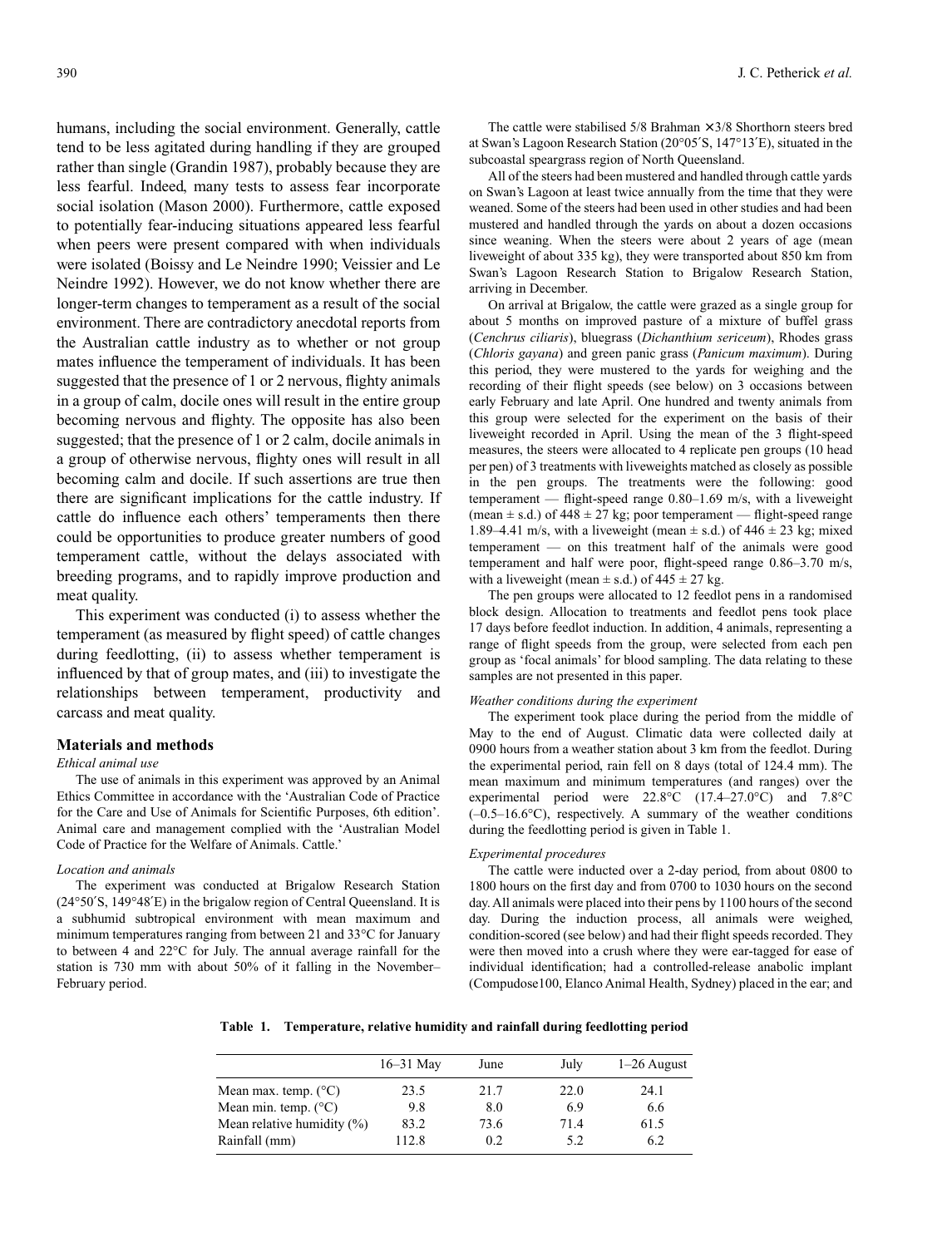humans, including the social environment. Generally, cattle tend to be less agitated during handling if they are grouped rather than single (Grandin 1987), probably because they are less fearful. Indeed, many tests to assess fear incorporate social isolation (Mason 2000). Furthermore, cattle exposed to potentially fear-inducing situations appeared less fearful when peers were present compared with when individuals were isolated (Boissy and Le Neindre 1990; Veissier and Le Neindre 1992). However, we do not know whether there are longer-term changes to temperament as a result of the social environment. There are contradictory anecdotal reports from the Australian cattle industry as to whether or not group mates influence the temperament of individuals. It has been suggested that the presence of 1 or 2 nervous, flighty animals in a group of calm, docile ones will result in the entire group becoming nervous and flighty. The opposite has also been suggested; that the presence of 1 or 2 calm, docile animals in a group of otherwise nervous, flighty ones will result in all becoming calm and docile. If such assertions are true then there are significant implications for the cattle industry. If cattle do influence each others' temperaments then there could be opportunities to produce greater numbers of good temperament cattle, without the delays associated with breeding programs, and to rapidly improve production and meat quality.

This experiment was conducted (i) to assess whether the temperament (as measured by flight speed) of cattle changes during feedlotting, (ii) to assess whether temperament is influenced by that of group mates, and (iii) to investigate the relationships between temperament, productivity and carcass and meat quality.

## Materials and methods

*Ethical animal use*

The use of animals in this experiment was approved by an Animal Ethics Committee in accordance with the 'Australian Code of Practice for the Care and Use of Animals for Scientific Purposes, 6th edition'. Animal care and management complied with the 'Australian Model Code of Practice for the Welfare of Animals. Cattle.'

*Location and animals*

The experiment was conducted at Brigalow Research Station (24°50′S, 149°48′E) in the brigalow region of Central Queensland. It is a subhumid subtropical environment with mean maximum and minimum temperatures ranging from between 21 and 33°C for January to between 4 and 22°C for July. The annual average rainfall for the station is 730 mm with about 50% of it falling in the November–February period.

The cattle were stabilised 5/8 Brahman × 3/8 Shorthorn steers bred at Swan's Lagoon Research Station (20°05′S, 147°13′E), situated in the subcoastal speargrass region of North Queensland.

All of the steers had been mustered and handled through cattle yards on Swan's Lagoon at least twice annually from the time that they were weaned. Some of the steers had been used in other studies and had been mustered and handled through the yards on about a dozen occasions since weaning. When the steers were about 2 years of age (mean liveweight of about 335 kg), they were transported about 850 km from Swan's Lagoon Research Station to Brigalow Research Station, arriving in December.

On arrival at Brigalow, the cattle were grazed as a single group for about 5 months on improved pasture of a mixture of buffel grass (*Cenchrus ciliaris*), bluegrass (*Dichanthium sericeum*), Rhodes grass (*Chloris gayana*) and green panic grass (*Panicum maximum*). During this period, they were mustered to the yards for weighing and the recording of their flight speeds (see below) on 3 occasions between early February and late April. One hundred and twenty animals from this group were selected for the experiment on the basis of their liveweight recorded in April. Using the mean of the 3 flight-speed measures, the steers were allocated to 4 replicate pen groups (10 head per pen) of 3 treatments with liveweights matched as closely as possible in the pen groups. The treatments were the following: good temperament — flight-speed range 0.80–1.69 m/s, with a liveweight (mean ± s.d.) of 448 ± 27 kg; poor temperament — flight-speed range 1.89–4.41 m/s, with a liveweight (mean ± s.d.) of 446 ± 23 kg; mixed temperament — on this treatment half of the animals were good temperament and half were poor, flight-speed range 0.86–3.70 m/s, with a liveweight (mean ± s.d.) of 445 ± 27 kg.

The pen groups were allocated to 12 feedlot pens in a randomised block design. Allocation to treatments and feedlot pens took place 17 days before feedlot induction. In addition, 4 animals, representing a range of flight speeds from the group, were selected from each pen group as 'focal animals' for blood sampling. The data relating to these samples are not presented in this paper.

*Weather conditions during the experiment*

The experiment took place during the period from the middle of May to the end of August. Climatic data were collected daily at 0900 hours from a weather station about 3 km from the feedlot. During the experimental period, rain fell on 8 days (total of 124.4 mm). The mean maximum and minimum temperatures (and ranges) over the experimental period were 22.8°C (17.4–27.0°C) and 7.8°C (–0.5–16.6°C), respectively. A summary of the weather conditions during the feedlotting period is given in Table 1.

*Experimental procedures*

The cattle were inducted over a 2-day period, from about 0800 to 1800 hours on the first day and from 0700 to 1030 hours on the second day. All animals were placed into their pens by 1100 hours of the second day. During the induction process, all animals were weighed, condition-scored (see below) and had their flight speeds recorded. They were then moved into a crush where they were ear-tagged for ease of individual identification; had a controlled-release anabolic implant (Compudose100, Elanco Animal Health, Sydney) placed in the ear; and

**Table 1. Temperature, relative humidity and rainfall during feedlotting period**

| | 16–31 May | June | July | 1–26 August |
|---|---|---|---|---|
| Mean max. temp. (°C) | 23.5 | 21.7 | 22.0 | 24.1 |
| Mean min. temp. (°C) | 9.8 | 8.0 | 6.9 | 6.6 |
| Mean relative humidity (%) | 83.2 | 73.6 | 71.4 | 61.5 |
| Rainfall (mm) | 112.8 | 0.2 | 5.2 | 6.2 |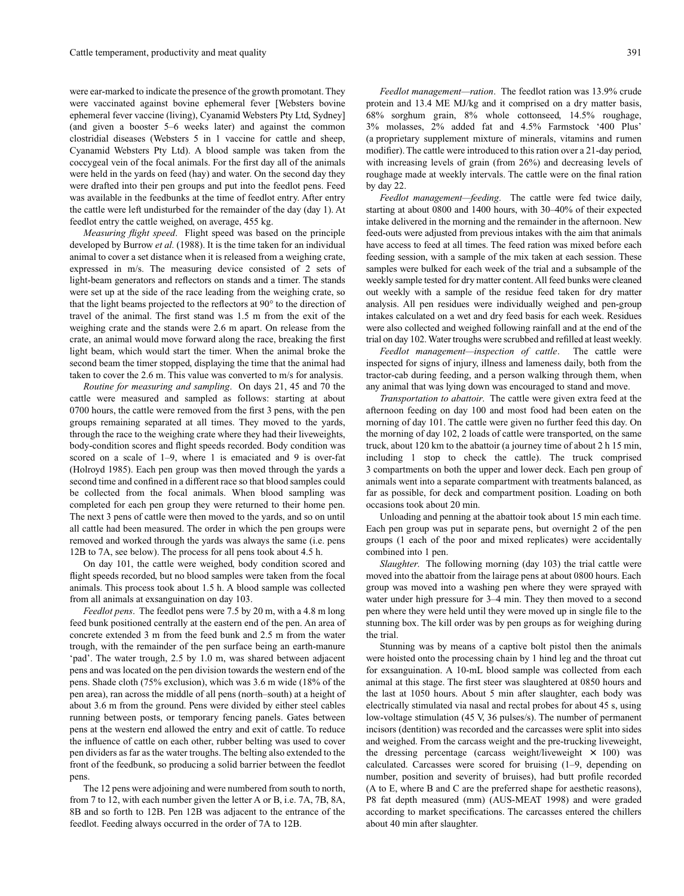were ear-marked to indicate the presence of the growth promotant. They were vaccinated against bovine ephemeral fever [Websters bovine ephemeral fever vaccine (living), Cyanamid Websters Pty Ltd, Sydney] (and given a booster 5–6 weeks later) and against the common clostridial diseases (Websters 5 in 1 vaccine for cattle and sheep, Cyanamid Websters Pty Ltd). A blood sample was taken from the coccygeal vein of the focal animals. For the first day all of the animals were held in the yards on feed (hay) and water. On the second day they were drafted into their pen groups and put into the feedlot pens. Feed was available in the feedbunks at the time of feedlot entry. After entry the cattle were left undisturbed for the remainder of the day (day 1). At feedlot entry the cattle weighed, on average, 455 kg.

*Measuring flight speed*. Flight speed was based on the principle developed by Burrow *et al*. (1988). It is the time taken for an individual animal to cover a set distance when it is released from a weighing crate, expressed in m/s. The measuring device consisted of 2 sets of light-beam generators and reflectors on stands and a timer. The stands were set up at the side of the race leading from the weighing crate, so that the light beams projected to the reflectors at 90° to the direction of travel of the animal. The first stand was 1.5 m from the exit of the weighing crate and the stands were 2.6 m apart. On release from the crate, an animal would move forward along the race, breaking the first light beam, which would start the timer. When the animal broke the second beam the timer stopped, displaying the time that the animal had taken to cover the 2.6 m. This value was converted to m/s for analysis.

*Routine for measuring and sampling*. On days 21, 45 and 70 the cattle were measured and sampled as follows: starting at about 0700 hours, the cattle were removed from the first 3 pens, with the pen groups remaining separated at all times. They moved to the yards, through the race to the weighing crate where they had their liveweights, body-condition scores and flight speeds recorded. Body condition was scored on a scale of 1–9, where 1 is emaciated and 9 is over-fat (Holroyd 1985). Each pen group was then moved through the yards a second time and confined in a different race so that blood samples could be collected from the focal animals. When blood sampling was completed for each pen group they were returned to their home pen. The next 3 pens of cattle were then moved to the yards, and so on until all cattle had been measured. The order in which the pen groups were removed and worked through the yards was always the same (i.e. pens 12B to 7A, see below). The process for all pens took about 4.5 h.

On day 101, the cattle were weighed, body condition scored and flight speeds recorded, but no blood samples were taken from the focal animals. This process took about 1.5 h. A blood sample was collected from all animals at exsanguination on day 103.

*Feedlot pens*. The feedlot pens were 7.5 by 20 m, with a 4.8 m long feed bunk positioned centrally at the eastern end of the pen. An area of concrete extended 3 m from the feed bunk and 2.5 m from the water trough, with the remainder of the pen surface being an earth-manure 'pad'. The water trough, 2.5 by 1.0 m, was shared between adjacent pens and was located on the pen division towards the western end of the pens. Shade cloth (75% exclusion), which was 3.6 m wide (18% of the pen area), ran across the middle of all pens (north–south) at a height of about 3.6 m from the ground. Pens were divided by either steel cables running between posts, or temporary fencing panels. Gates between pens at the western end allowed the entry and exit of cattle. To reduce the influence of cattle on each other, rubber belting was used to cover pen dividers as far as the water troughs. The belting also extended to the front of the feedbunk, so producing a solid barrier between the feedlot pens.

The 12 pens were adjoining and were numbered from south to north, from 7 to 12, with each number given the letter A or B, i.e. 7A, 7B, 8A, 8B and so forth to 12B. Pen 12B was adjacent to the entrance of the feedlot. Feeding always occurred in the order of 7A to 12B.

*Feedlot management—ration*. The feedlot ration was 13.9% crude protein and 13.4 ME MJ/kg and it comprised on a dry matter basis, 68% sorghum grain, 8% whole cottonseed, 14.5% roughage, 3% molasses, 2% added fat and 4.5% Farmstock '400 Plus' (a proprietary supplement mixture of minerals, vitamins and rumen modifier). The cattle were introduced to this ration over a 21-day period, with increasing levels of grain (from 26%) and decreasing levels of roughage made at weekly intervals. The cattle were on the final ration by day 22.

*Feedlot management—feeding*. The cattle were fed twice daily, starting at about 0800 and 1400 hours, with 30–40% of their expected intake delivered in the morning and the remainder in the afternoon. New feed-outs were adjusted from previous intakes with the aim that animals have access to feed at all times. The feed ration was mixed before each feeding session, with a sample of the mix taken at each session. These samples were bulked for each week of the trial and a subsample of the weekly sample tested for dry matter content. All feed bunks were cleaned out weekly with a sample of the residue feed taken for dry matter analysis. All pen residues were individually weighed and pen-group intakes calculated on a wet and dry feed basis for each week. Residues were also collected and weighed following rainfall and at the end of the trial on day 102. Water troughs were scrubbed and refilled at least weekly.

*Feedlot management—inspection of cattle*. The cattle were inspected for signs of injury, illness and lameness daily, both from the tractor-cab during feeding, and a person walking through them, when any animal that was lying down was encouraged to stand and move.

*Transportation to abattoir*. The cattle were given extra feed at the afternoon feeding on day 100 and most food had been eaten on the morning of day 101. The cattle were given no further feed this day. On the morning of day 102, 2 loads of cattle were transported, on the same truck, about 120 km to the abattoir (a journey time of about 2 h 15 min, including 1 stop to check the cattle). The truck comprised 3 compartments on both the upper and lower deck. Each pen group of animals went into a separate compartment with treatments balanced, as far as possible, for deck and compartment position. Loading on both occasions took about 20 min.

Unloading and penning at the abattoir took about 15 min each time. Each pen group was put in separate pens, but overnight 2 of the pen groups (1 each of the poor and mixed replicates) were accidentally combined into 1 pen.

*Slaughter*. The following morning (day 103) the trial cattle were moved into the abattoir from the lairage pens at about 0800 hours. Each group was moved into a washing pen where they were sprayed with water under high pressure for 3–4 min. They then moved to a second pen where they were held until they were moved up in single file to the stunning box. The kill order was by pen groups as for weighing during the trial.

Stunning was by means of a captive bolt pistol then the animals were hoisted onto the processing chain by 1 hind leg and the throat cut for exsanguination. A 10-mL blood sample was collected from each animal at this stage. The first steer was slaughtered at 0850 hours and the last at 1050 hours. About 5 min after slaughter, each body was electrically stimulated via nasal and rectal probes for about 45 s, using low-voltage stimulation (45 V, 36 pulses/s). The number of permanent incisors (dentition) was recorded and the carcasses were split into sides and weighed. From the carcass weight and the pre-trucking liveweight, the dressing percentage (carcass weight/liveweight $\times$ 100) was calculated. Carcasses were scored for bruising (1–9, depending on number, position and severity of bruises), had butt profile recorded (A to E, where B and C are the preferred shape for aesthetic reasons), P8 fat depth measured (mm) (AUS-MEAT 1998) and were graded according to market specifications. The carcasses entered the chillers about 40 min after slaughter.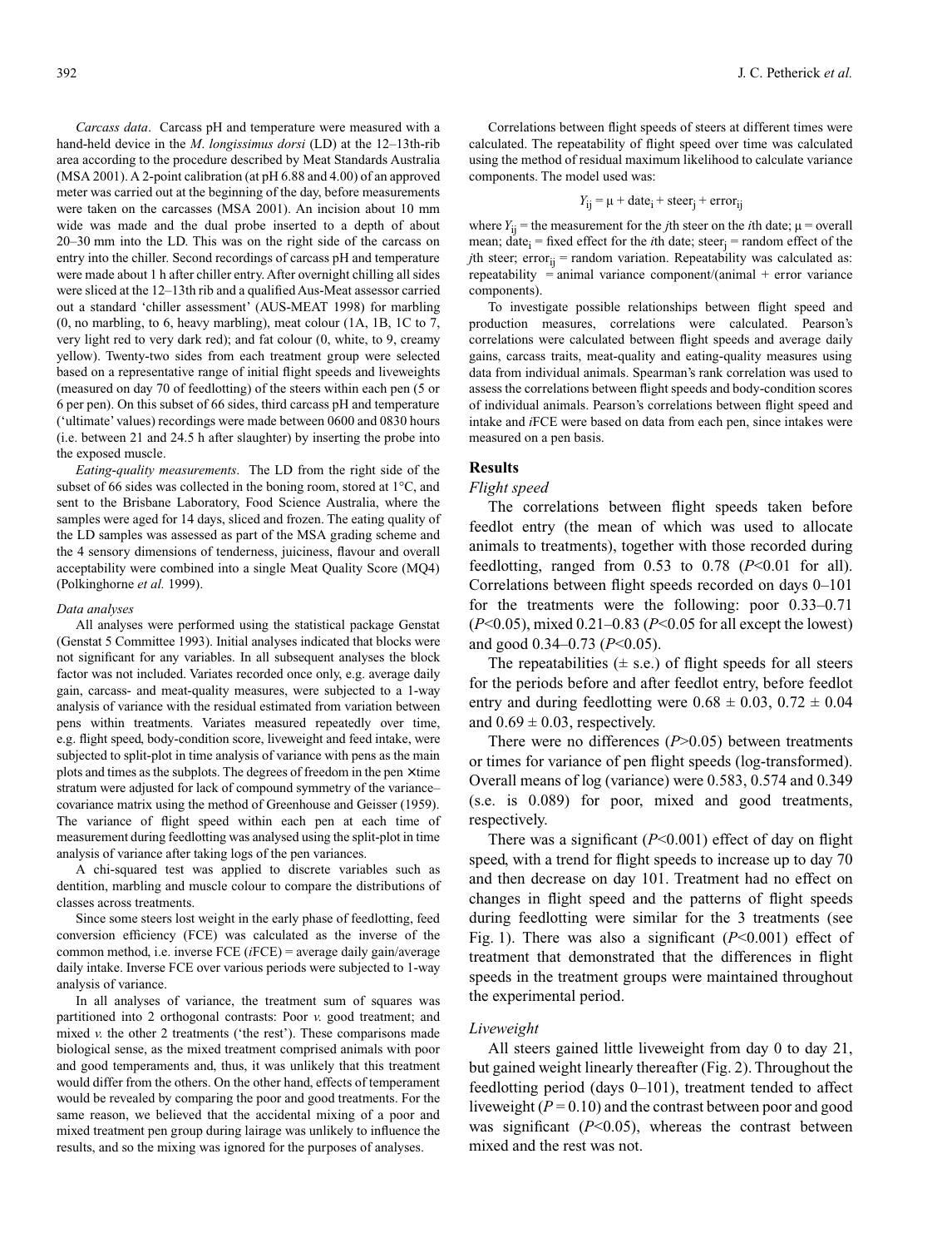*Carcass data*. Carcass pH and temperature were measured with a hand-held device in the *M. longissimus dorsi* (LD) at the 12–13th-rib area according to the procedure described by Meat Standards Australia (MSA 2001). A 2-point calibration (at pH 6.88 and 4.00) of an approved meter was carried out at the beginning of the day, before measurements were taken on the carcasses (MSA 2001). An incision about 10 mm wide was made and the dual probe inserted to a depth of about 20–30 mm into the LD. This was on the right side of the carcass on entry into the chiller. Second recordings of carcass pH and temperature were made about 1 h after chiller entry. After overnight chilling all sides were sliced at the 12–13th rib and a qualified Aus-Meat assessor carried out a standard 'chiller assessment' (AUS-MEAT 1998) for marbling (0, no marbling, to 6, heavy marbling), meat colour (1A, 1B, 1C to 7, very light red to very dark red); and fat colour (0, white, to 9, creamy yellow). Twenty-two sides from each treatment group were selected based on a representative range of initial flight speeds and liveweights (measured on day 70 of feedlotting) of the steers within each pen (5 or 6 per pen). On this subset of 66 sides, third carcass pH and temperature ('ultimate' values) recordings were made between 0600 and 0830 hours (i.e. between 21 and 24.5 h after slaughter) by inserting the probe into the exposed muscle.

*Eating-quality measurements*. The LD from the right side of the subset of 66 sides was collected in the boning room, stored at 1°C, and sent to the Brisbane Laboratory, Food Science Australia, where the samples were aged for 14 days, sliced and frozen. The eating quality of the LD samples was assessed as part of the MSA grading scheme and the 4 sensory dimensions of tenderness, juiciness, flavour and overall acceptability were combined into a single Meat Quality Score (MQ4) (Polkinghorne *et al.* 1999).

### Data analyses

All analyses were performed using the statistical package Genstat (Genstat 5 Committee 1993). Initial analyses indicated that blocks were not significant for any variables. In all subsequent analyses the block factor was not included. Variates recorded once only, e.g. average daily gain, carcass- and meat-quality measures, were subjected to a 1-way analysis of variance with the residual estimated from variation between pens within treatments. Variates measured repeatedly over time, e.g. flight speed, body-condition score, liveweight and feed intake, were subjected to split-plot in time analysis of variance with pens as the main plots and times as the subplots. The degrees of freedom in the pen × time stratum were adjusted for lack of compound symmetry of the variance–covariance matrix using the method of Greenhouse and Geisser (1959). The variance of flight speed within each pen at each time of measurement during feedlotting was analysed using the split-plot in time analysis of variance after taking logs of the pen variances.

A chi-squared test was applied to discrete variables such as dentition, marbling and muscle colour to compare the distributions of classes across treatments.

Since some steers lost weight in the early phase of feedlotting, feed conversion efficiency (FCE) was calculated as the inverse of the common method, i.e. inverse FCE (*i*FCE) = average daily gain/average daily intake. Inverse FCE over various periods were subjected to 1-way analysis of variance.

In all analyses of variance, the treatment sum of squares was partitioned into 2 orthogonal contrasts: Poor *v.* good treatment; and mixed *v.* the other 2 treatments ('the rest'). These comparisons made biological sense, as the mixed treatment comprised animals with poor and good temperaments and, thus, it was unlikely that this treatment would differ from the others. On the other hand, effects of temperament would be revealed by comparing the poor and good treatments. For the same reason, we believed that the accidental mixing of a poor and mixed treatment pen group during lairage was unlikely to influence the results, and so the mixing was ignored for the purposes of analyses.

Correlations between flight speeds of steers at different times were calculated. The repeatability of flight speed over time was calculated using the method of residual maximum likelihood to calculate variance components. The model used was:

$$Y_{ij} = \mu + \text{date}_i + \text{steer}_j + \text{error}_{ij}$$

where $Y_{ij}$ = the measurement for the $j$th steer on the $i$th date; $\mu$ = overall mean; $\text{date}_i$ = fixed effect for the $i$th date; $\text{steer}_j$ = random effect of the $j$th steer; $\text{error}_{ij}$ = random variation. Repeatability was calculated as: repeatability = animal variance component/(animal + error variance components).

To investigate possible relationships between flight speed and production measures, correlations were calculated. Pearson's correlations were calculated between flight speeds and average daily gains, carcass traits, meat-quality and eating-quality measures using data from individual animals. Spearman's rank correlation was used to assess the correlations between flight speeds and body-condition scores of individual animals. Pearson's correlations between flight speed and intake and *i*FCE were based on data from each pen, since intakes were measured on a pen basis.

## Results

### Flight speed

The correlations between flight speeds taken before feedlot entry (the mean of which was used to allocate animals to treatments), together with those recorded during feedlotting, ranged from 0.53 to 0.78 ($P<0.01$ for all). Correlations between flight speeds recorded on days 0–101 for the treatments were the following: poor 0.33–0.71 ($P<0.05$), mixed 0.21–0.83 ($P<0.05$ for all except the lowest) and good 0.34–0.73 ($P<0.05$).

The repeatabilities (± s.e.) of flight speeds for all steers for the periods before and after feedlot entry, before feedlot entry and during feedlotting were 0.68 ± 0.03, 0.72 ± 0.04 and 0.69 ± 0.03, respectively.

There were no differences ($P>0.05$) between treatments or times for variance of pen flight speeds (log-transformed). Overall means of log (variance) were 0.583, 0.574 and 0.349 (s.e. is 0.089) for poor, mixed and good treatments, respectively.

There was a significant ($P<0.001$) effect of day on flight speed, with a trend for flight speeds to increase up to day 70 and then decrease on day 101. Treatment had no effect on changes in flight speed and the patterns of flight speeds during feedlotting were similar for the 3 treatments (see Fig. 1). There was also a significant ($P<0.001$) effect of treatment that demonstrated that the differences in flight speeds in the treatment groups were maintained throughout the experimental period.

### Liveweight

All steers gained little liveweight from day 0 to day 21, but gained weight linearly thereafter (Fig. 2). Throughout the feedlotting period (days 0–101), treatment tended to affect liveweight ($P = 0.10$) and the contrast between poor and good was significant ($P<0.05$), whereas the contrast between mixed and the rest was not.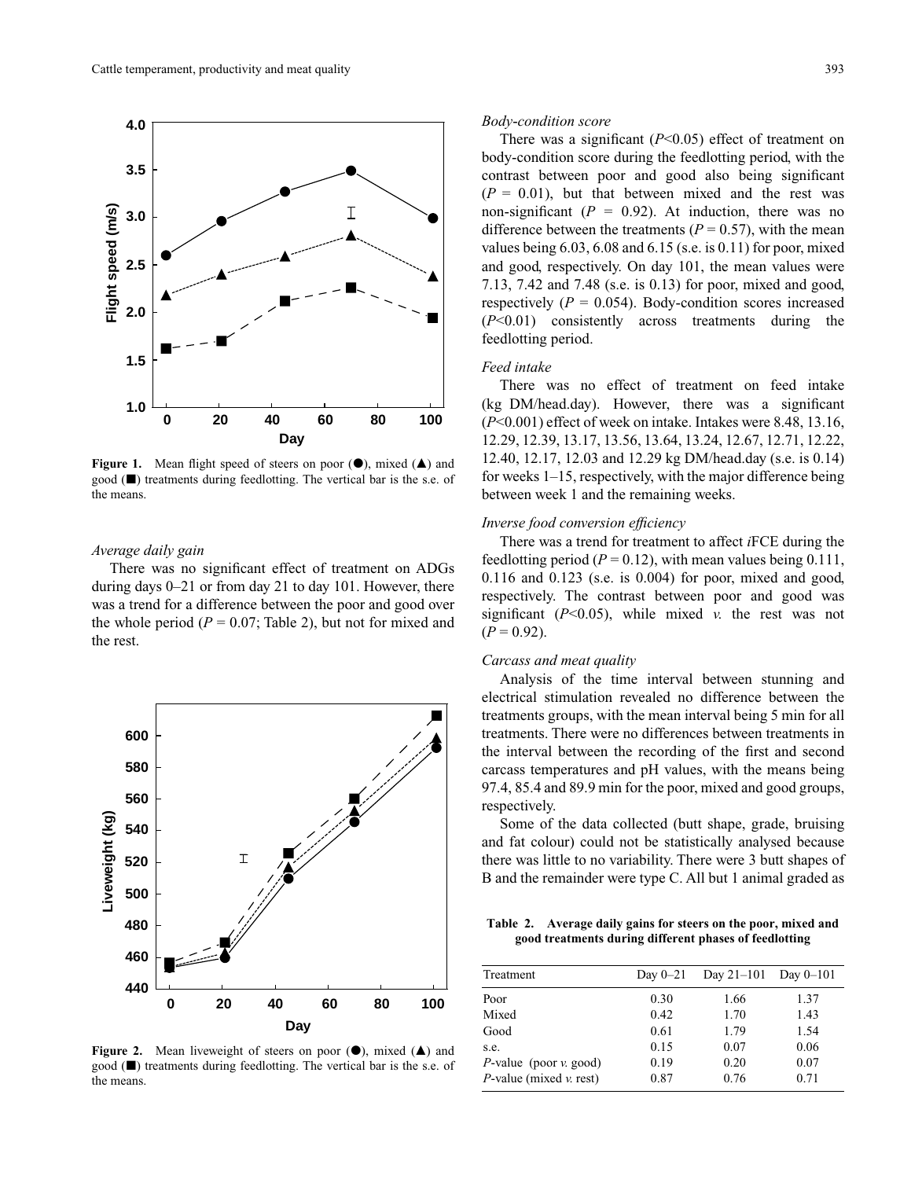Figure 1. Mean flight speed of steers on poor (●), mixed (▲) and good (■) treatments during feedlotting. The vertical bar is the s.e. of the means.

### Average daily gain

There was no significant effect of treatment on ADGs during days 0–21 or from day 21 to day 101. However, there was a trend for a difference between the poor and good over the whole period ($P = 0.07$; Table 2), but not for mixed and the rest.

Figure 2. Mean liveweight of steers on poor (●), mixed (▲) and good (■) treatments during feedlotting. The vertical bar is the s.e. of the means.

### Body-condition score

There was a significant ($P<0.05$) effect of treatment on body-condition score during the feedlotting period, with the contrast between poor and good also being significant ($P = 0.01$), but that between mixed and the rest was non-significant ($P = 0.92$). At induction, there was no difference between the treatments ($P = 0.57$), with the mean values being 6.03, 6.08 and 6.15 (s.e. is 0.11) for poor, mixed and good, respectively. On day 101, the mean values were 7.13, 7.42 and 7.48 (s.e. is 0.13) for poor, mixed and good, respectively ($P = 0.054$). Body-condition scores increased ($P<0.01$) consistently across treatments during the feedlotting period.

### Feed intake

There was no effect of treatment on feed intake (kg DM/head.day). However, there was a significant ($P<0.001$) effect of week on intake. Intakes were 8.48, 13.16, 12.29, 12.39, 13.17, 13.56, 13.64, 13.24, 12.67, 12.71, 12.22, 12.40, 12.17, 12.03 and 12.29 kg DM/head.day (s.e. is 0.14) for weeks 1–15, respectively, with the major difference being between week 1 and the remaining weeks.

### Inverse food conversion efficiency

There was a trend for treatment to affect *i*FCE during the feedlotting period ($P = 0.12$), with mean values being 0.111, 0.116 and 0.123 (s.e. is 0.004) for poor, mixed and good, respectively. The contrast between poor and good was significant ($P<0.05$), while mixed *v.* the rest was not ($P = 0.92$).

### Carcass and meat quality

Analysis of the time interval between stunning and electrical stimulation revealed no difference between the treatments groups, with the mean interval being 5 min for all treatments. There were no differences between treatments in the interval between the recording of the first and second carcass temperatures and pH values, with the means being 97.4, 85.4 and 89.9 min for the poor, mixed and good groups, respectively.

Some of the data collected (butt shape, grade, bruising and fat colour) could not be statistically analysed because there was little to no variability. There were 3 butt shapes of B and the remainder were type C. All but 1 animal graded as

**Table 2. Average daily gains for steers on the poor, mixed and good treatments during different phases of feedlotting**

| Treatment | Day 0–21 | Day 21–101 | Day 0–101 |
|---|---|---|---|
| Poor | 0.30 | 1.66 | 1.37 |
| Mixed | 0.42 | 1.70 | 1.43 |
| Good | 0.61 | 1.79 | 1.54 |
| s.e. | 0.15 | 0.07 | 0.06 |
| *P*-value (poor *v.* good) | 0.19 | 0.20 | 0.07 |
| *P*-value (mixed *v.* rest) | 0.87 | 0.76 | 0.71 |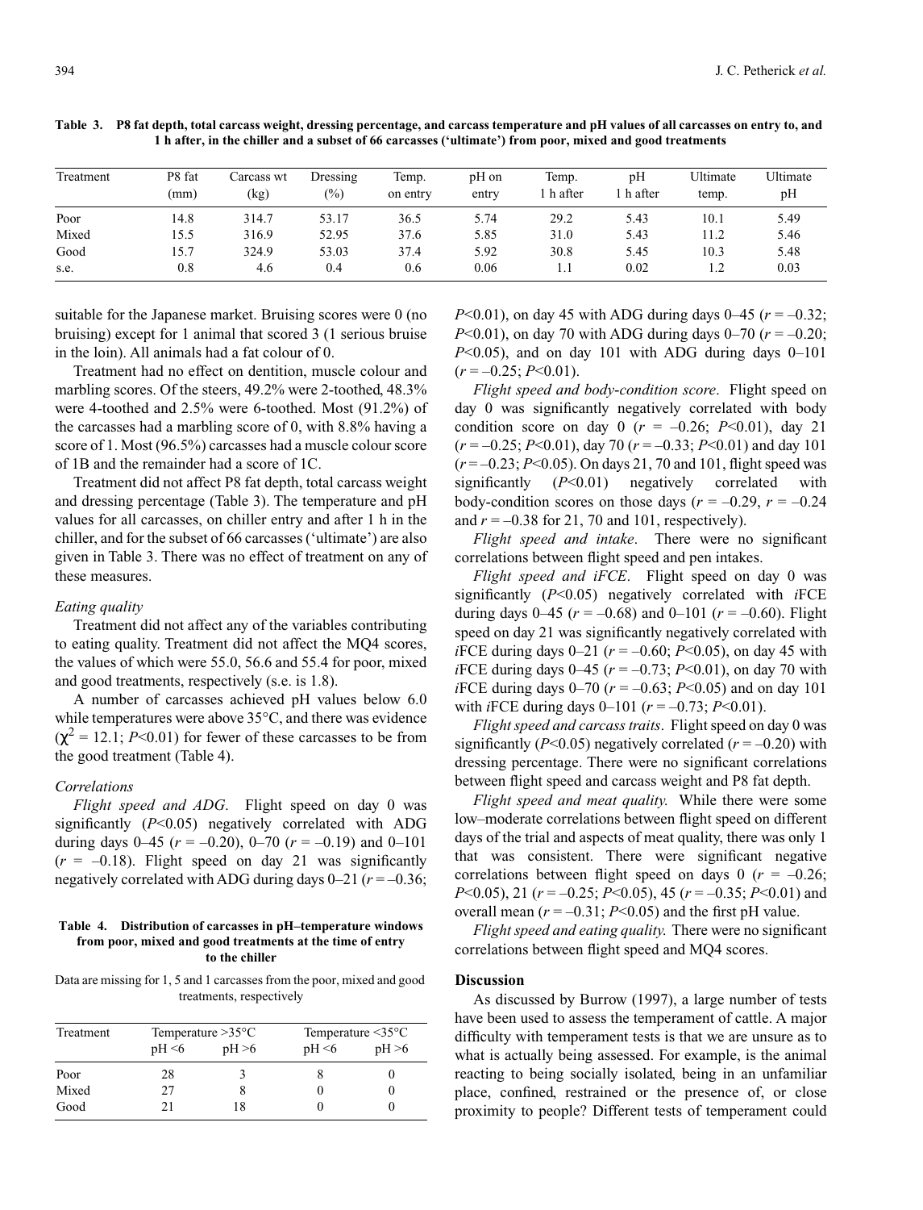**Table 3. P8 fat depth, total carcass weight, dressing percentage, and carcass temperature and pH values of all carcasses on entry to, and 1 h after, in the chiller and a subset of 66 carcasses ('ultimate') from poor, mixed and good treatments**

| Treatment | P8 fat (mm) | Carcass wt (kg) | Dressing (%) | Temp. on entry | pH on entry | Temp. 1 h after | pH 1 h after | Ultimate temp. | Ultimate pH |
|---|---|---|---|---|---|---|---|---|---|
| Poor | 14.8 | 314.7 | 53.17 | 36.5 | 5.74 | 29.2 | 5.43 | 10.1 | 5.49 |
| Mixed | 15.5 | 316.9 | 52.95 | 37.6 | 5.85 | 31.0 | 5.43 | 11.2 | 5.46 |
| Good | 15.7 | 324.9 | 53.03 | 37.4 | 5.92 | 30.8 | 5.45 | 10.3 | 5.48 |
| s.e. | 0.8 | 4.6 | 0.4 | 0.6 | 0.06 | 1.1 | 0.02 | 1.2 | 0.03 |

suitable for the Japanese market. Bruising scores were 0 (no bruising) except for 1 animal that scored 3 (1 serious bruise in the loin). All animals had a fat colour of 0.

Treatment had no effect on dentition, muscle colour and marbling scores. Of the steers, 49.2% were 2-toothed, 48.3% were 4-toothed and 2.5% were 6-toothed. Most (91.2%) of the carcasses had a marbling score of 0, with 8.8% having a score of 1. Most (96.5%) carcasses had a muscle colour score of 1B and the remainder had a score of 1C.

Treatment did not affect P8 fat depth, total carcass weight and dressing percentage (Table 3). The temperature and pH values for all carcasses, on chiller entry and after 1 h in the chiller, and for the subset of 66 carcasses ('ultimate') are also given in Table 3. There was no effect of treatment on any of these measures.

### *Eating quality*

Treatment did not affect any of the variables contributing to eating quality. Treatment did not affect the MQ4 scores, the values of which were 55.0, 56.6 and 55.4 for poor, mixed and good treatments, respectively (s.e. is 1.8).

A number of carcasses achieved pH values below 6.0 while temperatures were above 35°C, and there was evidence ($\chi^2$ = 12.1; $P$<0.01) for fewer of these carcasses to be from the good treatment (Table 4).

### *Correlations*

*Flight speed and ADG*. Flight speed on day 0 was significantly ($P$<0.05) negatively correlated with ADG during days 0–45 ($r$ = –0.20), 0–70 ($r$ = –0.19) and 0–101 ($r$ = –0.18). Flight speed on day 21 was significantly negatively correlated with ADG during days 0–21 ($r$ = –0.36; $P$<0.01), on day 45 with ADG during days 0–45 ($r$ = –0.32; $P$<0.01), on day 70 with ADG during days 0–70 ($r$ = –0.20; $P$<0.05), and on day 101 with ADG during days 0–101 ($r$ = –0.25; $P$<0.01).

**Table 4. Distribution of carcasses in pH–temperature windows from poor, mixed and good treatments at the time of entry to the chiller**

Data are missing for 1, 5 and 1 carcasses from the poor, mixed and good treatments, respectively

| Treatment | Temperature >35°C | | Temperature <35°C | |
|---|---|---|---|---|
| | pH <6 | pH >6 | pH <6 | pH >6 |
| Poor | 28 | 3 | 8 | 0 |
| Mixed | 27 | 8 | 0 | 0 |
| Good | 21 | 18 | 0 | 0 |

*Flight speed and body-condition score*. Flight speed on day 0 was significantly negatively correlated with body condition score on day 0 ($r$ = –0.26; $P$<0.01), day 21 ($r$ = –0.25; $P$<0.01), day 70 ($r$ = –0.33; $P$<0.01) and day 101 ($r$ = –0.23; $P$<0.05). On days 21, 70 and 101, flight speed was significantly ($P$<0.01) negatively correlated with body-condition scores on those days ($r$ = –0.29, $r$ = –0.24 and $r$ = –0.38 for 21, 70 and 101, respectively).

*Flight speed and intake*. There were no significant correlations between flight speed and pen intakes.

*Flight speed and iFCE*. Flight speed on day 0 was significantly ($P$<0.05) negatively correlated with *i*FCE during days 0–45 ($r$ = –0.68) and 0–101 ($r$ = –0.60). Flight speed on day 21 was significantly negatively correlated with *i*FCE during days 0–21 ($r$ = –0.60; $P$<0.05), on day 45 with *i*FCE during days 0–45 ($r$ = –0.73; $P$<0.01), on day 70 with *i*FCE during days 0–70 ($r$ = –0.63; $P$<0.05) and on day 101 with *i*FCE during days 0–101 ($r$ = –0.73; $P$<0.01).

*Flight speed and carcass traits*. Flight speed on day 0 was significantly ($P$<0.05) negatively correlated ($r$ = –0.20) with dressing percentage. There were no significant correlations between flight speed and carcass weight and P8 fat depth.

*Flight speed and meat quality.* While there were some low–moderate correlations between flight speed on different days of the trial and aspects of meat quality, there was only 1 that was consistent. There were significant negative correlations between flight speed on days 0 ($r$ = –0.26; $P$<0.05), 21 ($r$ = –0.25; $P$<0.05), 45 ($r$ = –0.35; $P$<0.01) and overall mean ($r$ = –0.31; $P$<0.05) and the first pH value.

*Flight speed and eating quality.* There were no significant correlations between flight speed and MQ4 scores.

## Discussion

As discussed by Burrow (1997), a large number of tests have been used to assess the temperament of cattle. A major difficulty with temperament tests is that we are unsure as to what is actually being assessed. For example, is the animal reacting to being socially isolated, being in an unfamiliar place, confined, restrained or the presence of, or close proximity to people? Different tests of temperament could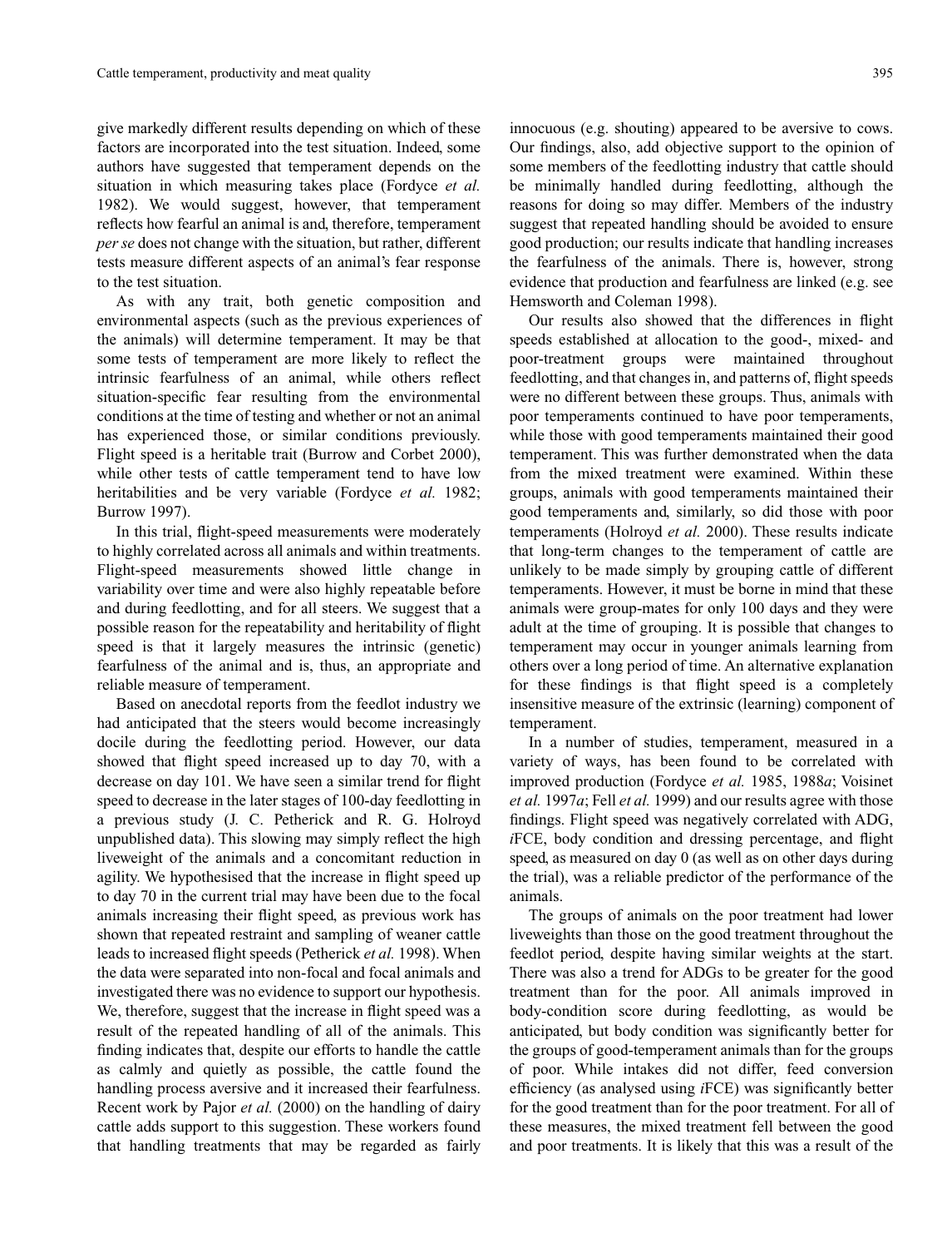give markedly different results depending on which of these factors are incorporated into the test situation. Indeed, some authors have suggested that temperament depends on the situation in which measuring takes place (Fordyce *et al.* 1982). We would suggest, however, that temperament reflects how fearful an animal is and, therefore, temperament *per se* does not change with the situation, but rather, different tests measure different aspects of an animal's fear response to the test situation.

As with any trait, both genetic composition and environmental aspects (such as the previous experiences of the animals) will determine temperament. It may be that some tests of temperament are more likely to reflect the intrinsic fearfulness of an animal, while others reflect situation-specific fear resulting from the environmental conditions at the time of testing and whether or not an animal has experienced those, or similar conditions previously. Flight speed is a heritable trait (Burrow and Corbet 2000), while other tests of cattle temperament tend to have low heritabilities and be very variable (Fordyce *et al.* 1982; Burrow 1997).

In this trial, flight-speed measurements were moderately to highly correlated across all animals and within treatments. Flight-speed measurements showed little change in variability over time and were also highly repeatable before and during feedlotting, and for all steers. We suggest that a possible reason for the repeatability and heritability of flight speed is that it largely measures the intrinsic (genetic) fearfulness of the animal and is, thus, an appropriate and reliable measure of temperament.

Based on anecdotal reports from the feedlot industry we had anticipated that the steers would become increasingly docile during the feedlotting period. However, our data showed that flight speed increased up to day 70, with a decrease on day 101. We have seen a similar trend for flight speed to decrease in the later stages of 100-day feedlotting in a previous study (J. C. Petherick and R. G. Holroyd unpublished data). This slowing may simply reflect the high liveweight of the animals and a concomitant reduction in agility. We hypothesised that the increase in flight speed up to day 70 in the current trial may have been due to the focal animals increasing their flight speed, as previous work has shown that repeated restraint and sampling of weaner cattle leads to increased flight speeds (Petherick *et al.* 1998). When the data were separated into non-focal and focal animals and investigated there was no evidence to support our hypothesis. We, therefore, suggest that the increase in flight speed was a result of the repeated handling of all of the animals. This finding indicates that, despite our efforts to handle the cattle as calmly and quietly as possible, the cattle found the handling process aversive and it increased their fearfulness. Recent work by Pajor *et al.* (2000) on the handling of dairy cattle adds support to this suggestion. These workers found that handling treatments that may be regarded as fairly innocuous (e.g. shouting) appeared to be aversive to cows. Our findings, also, add objective support to the opinion of some members of the feedlotting industry that cattle should be minimally handled during feedlotting, although the reasons for doing so may differ. Members of the industry suggest that repeated handling should be avoided to ensure good production; our results indicate that handling increases the fearfulness of the animals. There is, however, strong evidence that production and fearfulness are linked (e.g. see Hemsworth and Coleman 1998).

Our results also showed that the differences in flight speeds established at allocation to the good-, mixed- and poor-treatment groups were maintained throughout feedlotting, and that changes in, and patterns of, flight speeds were no different between these groups. Thus, animals with poor temperaments continued to have poor temperaments, while those with good temperaments maintained their good temperament. This was further demonstrated when the data from the mixed treatment were examined. Within these groups, animals with good temperaments maintained their good temperaments and, similarly, so did those with poor temperaments (Holroyd *et al.* 2000). These results indicate that long-term changes to the temperament of cattle are unlikely to be made simply by grouping cattle of different temperaments. However, it must be borne in mind that these animals were group-mates for only 100 days and they were adult at the time of grouping. It is possible that changes to temperament may occur in younger animals learning from others over a long period of time. An alternative explanation for these findings is that flight speed is a completely insensitive measure of the extrinsic (learning) component of temperament.

In a number of studies, temperament, measured in a variety of ways, has been found to be correlated with improved production (Fordyce *et al.* 1985, 1988*a*; Voisinet *et al.* 1997*a*; Fell *et al.* 1999) and our results agree with those findings. Flight speed was negatively correlated with ADG, *i*FCE, body condition and dressing percentage, and flight speed, as measured on day 0 (as well as on other days during the trial), was a reliable predictor of the performance of the animals.

The groups of animals on the poor treatment had lower liveweights than those on the good treatment throughout the feedlot period, despite having similar weights at the start. There was also a trend for ADGs to be greater for the good treatment than for the poor. All animals improved in body-condition score during feedlotting, as would be anticipated, but body condition was significantly better for the groups of good-temperament animals than for the groups of poor. While intakes did not differ, feed conversion efficiency (as analysed using *i*FCE) was significantly better for the good treatment than for the poor treatment. For all of these measures, the mixed treatment fell between the good and poor treatments. It is likely that this was a result of the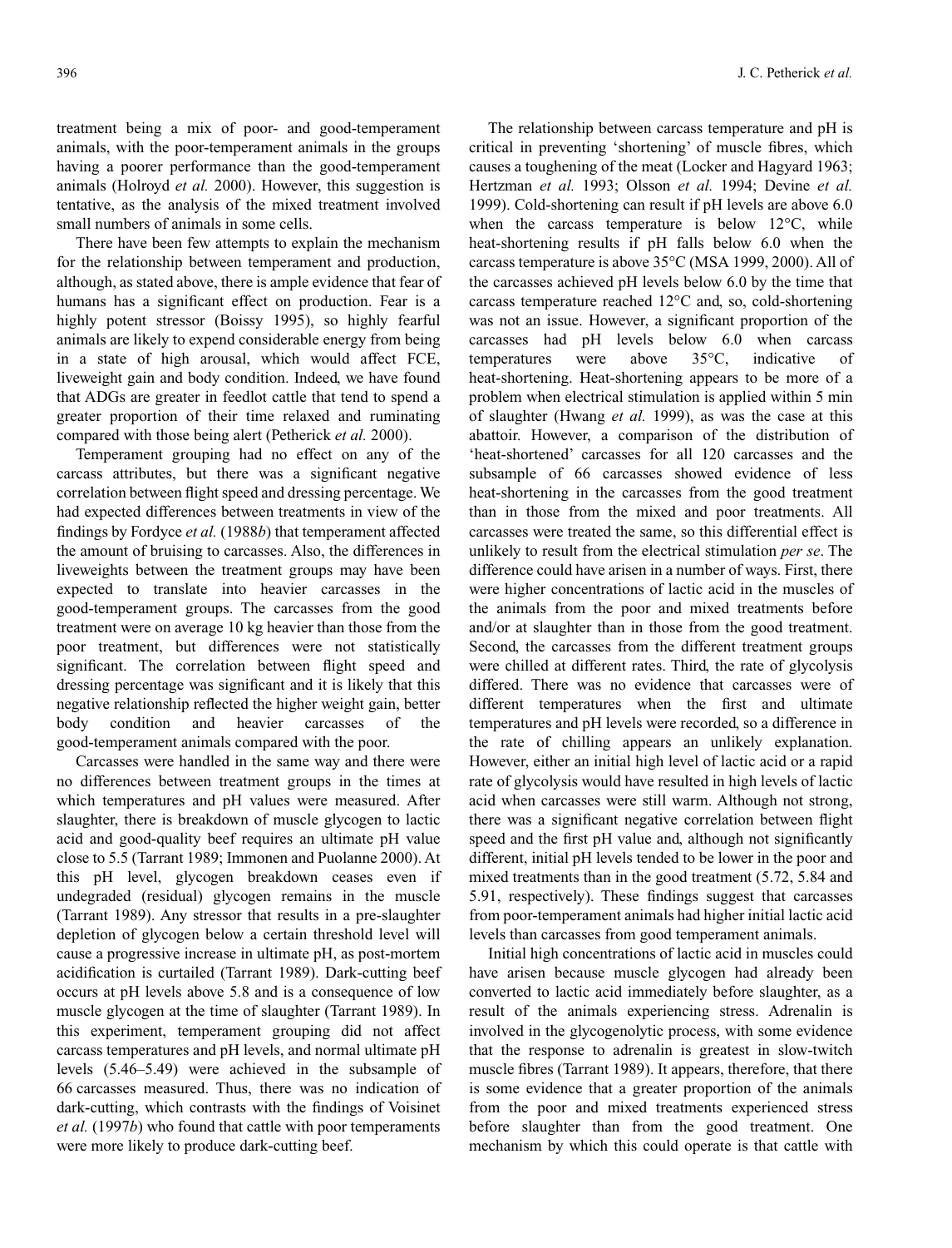treatment being a mix of poor- and good-temperament animals, with the poor-temperament animals in the groups having a poorer performance than the good-temperament animals (Holroyd *et al.* 2000). However, this suggestion is tentative, as the analysis of the mixed treatment involved small numbers of animals in some cells.

There have been few attempts to explain the mechanism for the relationship between temperament and production, although, as stated above, there is ample evidence that fear of humans has a significant effect on production. Fear is a highly potent stressor (Boissy 1995), so highly fearful animals are likely to expend considerable energy from being in a state of high arousal, which would affect FCE, liveweight gain and body condition. Indeed, we have found that ADGs are greater in feedlot cattle that tend to spend a greater proportion of their time relaxed and ruminating compared with those being alert (Petherick *et al.* 2000).

Temperament grouping had no effect on any of the carcass attributes, but there was a significant negative correlation between flight speed and dressing percentage. We had expected differences between treatments in view of the findings by Fordyce *et al.* (1988*b*) that temperament affected the amount of bruising to carcasses. Also, the differences in liveweights between the treatment groups may have been expected to translate into heavier carcasses in the good-temperament groups. The carcasses from the good treatment were on average 10 kg heavier than those from the poor treatment, but differences were not statistically significant. The correlation between flight speed and dressing percentage was significant and it is likely that this negative relationship reflected the higher weight gain, better body condition and heavier carcasses of the good-temperament animals compared with the poor.

Carcasses were handled in the same way and there were no differences between treatment groups in the times at which temperatures and pH values were measured. After slaughter, there is breakdown of muscle glycogen to lactic acid and good-quality beef requires an ultimate pH value close to 5.5 (Tarrant 1989; Immonen and Puolanne 2000). At this pH level, glycogen breakdown ceases even if undegraded (residual) glycogen remains in the muscle (Tarrant 1989). Any stressor that results in a pre-slaughter depletion of glycogen below a certain threshold level will cause a progressive increase in ultimate pH, as post-mortem acidification is curtailed (Tarrant 1989). Dark-cutting beef occurs at pH levels above 5.8 and is a consequence of low muscle glycogen at the time of slaughter (Tarrant 1989). In this experiment, temperament grouping did not affect carcass temperatures and pH levels, and normal ultimate pH levels (5.46–5.49) were achieved in the subsample of 66 carcasses measured. Thus, there was no indication of dark-cutting, which contrasts with the findings of Voisinet *et al.* (1997*b*) who found that cattle with poor temperaments were more likely to produce dark-cutting beef.

The relationship between carcass temperature and pH is critical in preventing 'shortening' of muscle fibres, which causes a toughening of the meat (Locker and Hagyard 1963; Hertzman *et al.* 1993; Olsson *et al.* 1994; Devine *et al.* 1999). Cold-shortening can result if pH levels are above 6.0 when the carcass temperature is below 12°C, while heat-shortening results if pH falls below 6.0 when the carcass temperature is above 35°C (MSA 1999, 2000). All of the carcasses achieved pH levels below 6.0 by the time that carcass temperature reached 12°C and, so, cold-shortening was not an issue. However, a significant proportion of the carcasses had pH levels below 6.0 when carcass temperatures were above 35°C, indicative of heat-shortening. Heat-shortening appears to be more of a problem when electrical stimulation is applied within 5 min of slaughter (Hwang *et al.* 1999), as was the case at this abattoir. However, a comparison of the distribution of 'heat-shortened' carcasses for all 120 carcasses and the subsample of 66 carcasses showed evidence of less heat-shortening in the carcasses from the good treatment than in those from the mixed and poor treatments. All carcasses were treated the same, so this differential effect is unlikely to result from the electrical stimulation *per se*. The difference could have arisen in a number of ways. First, there were higher concentrations of lactic acid in the muscles of the animals from the poor and mixed treatments before and/or at slaughter than in those from the good treatment. Second, the carcasses from the different treatment groups were chilled at different rates. Third, the rate of glycolysis differed. There was no evidence that carcasses were of different temperatures when the first and ultimate temperatures and pH levels were recorded, so a difference in the rate of chilling appears an unlikely explanation. However, either an initial high level of lactic acid or a rapid rate of glycolysis would have resulted in high levels of lactic acid when carcasses were still warm. Although not strong, there was a significant negative correlation between flight speed and the first pH value and, although not significantly different, initial pH levels tended to be lower in the poor and mixed treatments than in the good treatment (5.72, 5.84 and 5.91, respectively). These findings suggest that carcasses from poor-temperament animals had higher initial lactic acid levels than carcasses from good temperament animals.

Initial high concentrations of lactic acid in muscles could have arisen because muscle glycogen had already been converted to lactic acid immediately before slaughter, as a result of the animals experiencing stress. Adrenalin is involved in the glycogenolytic process, with some evidence that the response to adrenalin is greatest in slow-twitch muscle fibres (Tarrant 1989). It appears, therefore, that there is some evidence that a greater proportion of the animals from the poor and mixed treatments experienced stress before slaughter than from the good treatment. One mechanism by which this could operate is that cattle with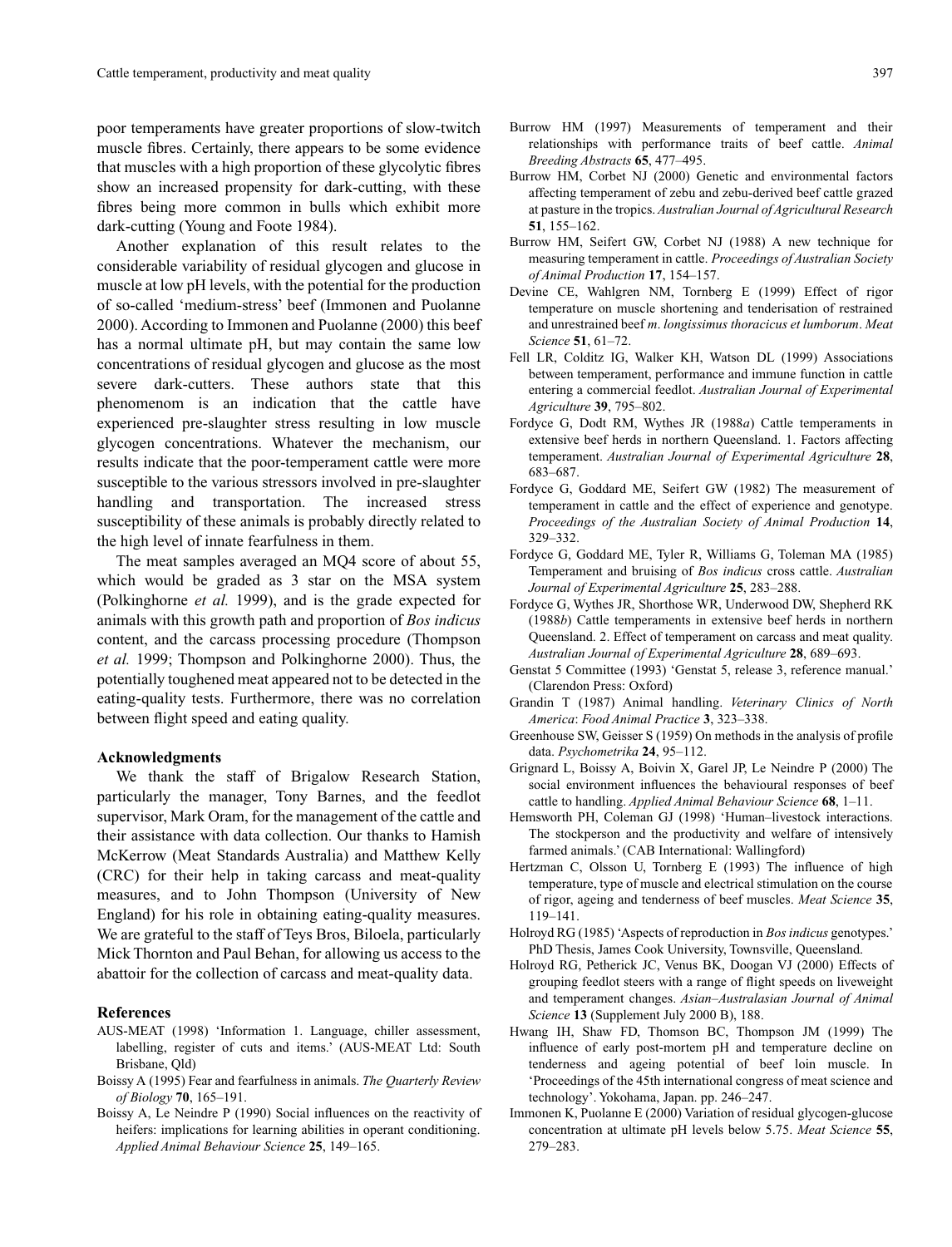poor temperaments have greater proportions of slow-twitch muscle fibres. Certainly, there appears to be some evidence that muscles with a high proportion of these glycolytic fibres show an increased propensity for dark-cutting, with these fibres being more common in bulls which exhibit more dark-cutting (Young and Foote 1984).

Another explanation of this result relates to the considerable variability of residual glycogen and glucose in muscle at low pH levels, with the potential for the production of so-called 'medium-stress' beef (Immonen and Puolanne 2000). According to Immonen and Puolanne (2000) this beef has a normal ultimate pH, but may contain the same low concentrations of residual glycogen and glucose as the most severe dark-cutters. These authors state that this phenomenom is an indication that the cattle have experienced pre-slaughter stress resulting in low muscle glycogen concentrations. Whatever the mechanism, our results indicate that the poor-temperament cattle were more susceptible to the various stressors involved in pre-slaughter handling and transportation. The increased stress susceptibility of these animals is probably directly related to the high level of innate fearfulness in them.

The meat samples averaged an MQ4 score of about 55, which would be graded as 3 star on the MSA system (Polkinghorne *et al.* 1999), and is the grade expected for animals with this growth path and proportion of *Bos indicus* content, and the carcass processing procedure (Thompson *et al.* 1999; Thompson and Polkinghorne 2000). Thus, the potentially toughened meat appeared not to be detected in the eating-quality tests. Furthermore, there was no correlation between flight speed and eating quality.

## Acknowledgments

We thank the staff of Brigalow Research Station, particularly the manager, Tony Barnes, and the feedlot supervisor, Mark Oram, for the management of the cattle and their assistance with data collection. Our thanks to Hamish McKerrow (Meat Standards Australia) and Matthew Kelly (CRC) for their help in taking carcass and meat-quality measures, and to John Thompson (University of New England) for his role in obtaining eating-quality measures. We are grateful to the staff of Teys Bros, Biloela, particularly Mick Thornton and Paul Behan, for allowing us access to the abattoir for the collection of carcass and meat-quality data.

## References

AUS-MEAT (1998) 'Information 1. Language, chiller assessment, labelling, register of cuts and items.' (AUS-MEAT Ltd: South Brisbane, Qld)

Boissy A (1995) Fear and fearfulness in animals. *The Quarterly Review of Biology* **70**, 165–191.

Boissy A, Le Neindre P (1990) Social influences on the reactivity of heifers: implications for learning abilities in operant conditioning. *Applied Animal Behaviour Science* **25**, 149–165.

Burrow HM (1997) Measurements of temperament and their relationships with performance traits of beef cattle. *Animal Breeding Abstracts* **65**, 477–495.

Burrow HM, Corbet NJ (2000) Genetic and environmental factors affecting temperament of zebu and zebu-derived beef cattle grazed at pasture in the tropics. *Australian Journal of Agricultural Research* **51**, 155–162.

Burrow HM, Seifert GW, Corbet NJ (1988) A new technique for measuring temperament in cattle. *Proceedings of Australian Society of Animal Production* **17**, 154–157.

Devine CE, Wahlgren NM, Tornberg E (1999) Effect of rigor temperature on muscle shortening and tenderisation of restrained and unrestrained beef *m. longissimus thoracicus et lumborum*. *Meat Science* **51**, 61–72.

Fell LR, Colditz IG, Walker KH, Watson DL (1999) Associations between temperament, performance and immune function in cattle entering a commercial feedlot. *Australian Journal of Experimental Agriculture* **39**, 795–802.

Fordyce G, Dodt RM, Wythes JR (1988*a*) Cattle temperaments in extensive beef herds in northern Queensland. 1. Factors affecting temperament. *Australian Journal of Experimental Agriculture* **28**, 683–687.

Fordyce G, Goddard ME, Seifert GW (1982) The measurement of temperament in cattle and the effect of experience and genotype. *Proceedings of the Australian Society of Animal Production* **14**, 329–332.

Fordyce G, Goddard ME, Tyler R, Williams G, Toleman MA (1985) Temperament and bruising of *Bos indicus* cross cattle. *Australian Journal of Experimental Agriculture* **25**, 283–288.

Fordyce G, Wythes JR, Shorthose WR, Underwood DW, Shepherd RK (1988*b*) Cattle temperaments in extensive beef herds in northern Queensland. 2. Effect of temperament on carcass and meat quality. *Australian Journal of Experimental Agriculture* **28**, 689–693.

Genstat 5 Committee (1993) 'Genstat 5, release 3, reference manual.' (Clarendon Press: Oxford)

Grandin T (1987) Animal handling. *Veterinary Clinics of North America*: *Food Animal Practice* **3**, 323–338.

Greenhouse SW, Geisser S (1959) On methods in the analysis of profile data. *Psychometrika* **24**, 95–112.

Grignard L, Boissy A, Boivin X, Garel JP, Le Neindre P (2000) The social environment influences the behavioural responses of beef cattle to handling. *Applied Animal Behaviour Science* **68**, 1–11.

Hemsworth PH, Coleman GJ (1998) 'Human–livestock interactions. The stockperson and the productivity and welfare of intensively farmed animals.' (CAB International: Wallingford)

Hertzman C, Olsson U, Tornberg E (1993) The influence of high temperature, type of muscle and electrical stimulation on the course of rigor, ageing and tenderness of beef muscles. *Meat Science* **35**, 119–141.

Holroyd RG (1985) 'Aspects of reproduction in *Bos indicus* genotypes.' PhD Thesis, James Cook University, Townsville, Queensland.

Holroyd RG, Petherick JC, Venus BK, Doogan VJ (2000) Effects of grouping feedlot steers with a range of flight speeds on liveweight and temperament changes. *Asian–Australasian Journal of Animal Science* **13** (Supplement July 2000 B), 188.

Hwang IH, Shaw FD, Thomson BC, Thompson JM (1999) The influence of early post-mortem pH and temperature decline on tenderness and ageing potential of beef loin muscle. In 'Proceedings of the 45th international congress of meat science and technology'. Yokohama, Japan. pp. 246–247.

Immonen K, Puolanne E (2000) Variation of residual glycogen-glucose concentration at ultimate pH levels below 5.75. *Meat Science* **55**, 279–283.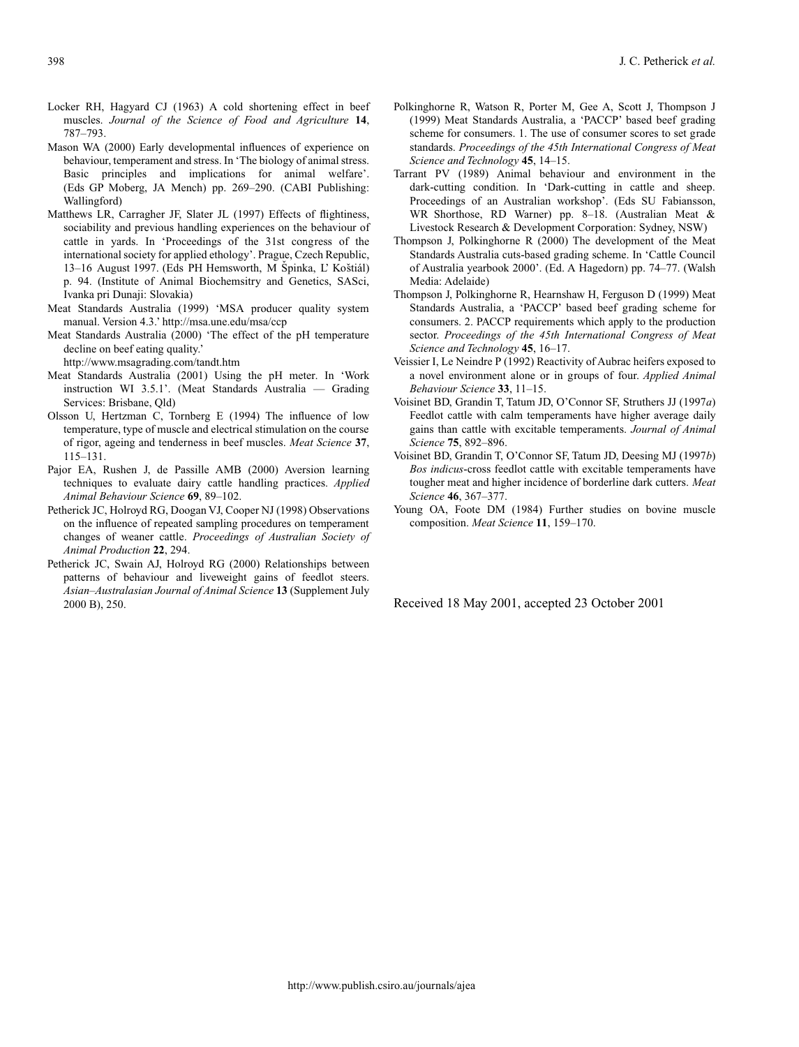Locker RH, Hagyard CJ (1963) A cold shortening effect in beef muscles. *Journal of the Science of Food and Agriculture* **14**, 787–793.

Mason WA (2000) Early developmental influences of experience on behaviour, temperament and stress. In 'The biology of animal stress. Basic principles and implications for animal welfare'. (Eds GP Moberg, JA Mench) pp. 269–290. (CABI Publishing: Wallingford)

Matthews LR, Carragher JF, Slater JL (1997) Effects of flightiness, sociability and previous handling experiences on the behaviour of cattle in yards. In 'Proceedings of the 31st congress of the international society for applied ethology'. Prague, Czech Republic, 13–16 August 1997. (Eds PH Hemsworth, M Špinka, L' Koštiál) p. 94. (Institute of Animal Biochemsitry and Genetics, SASci, Ivanka pri Dunaji: Slovakia)

Meat Standards Australia (1999) 'MSA producer quality system manual. Version 4.3.' http://msa.une.edu/msa/ccp

Meat Standards Australia (2000) 'The effect of the pH temperature decline on beef eating quality.' http://www.msagrading.com/tandt.htm

Meat Standards Australia (2001) Using the pH meter. In 'Work instruction WI 3.5.1'. (Meat Standards Australia — Grading Services: Brisbane, Qld)

Olsson U, Hertzman C, Tornberg E (1994) The influence of low temperature, type of muscle and electrical stimulation on the course of rigor, ageing and tenderness in beef muscles. *Meat Science* **37**, 115–131.

Pajor EA, Rushen J, de Passille AMB (2000) Aversion learning techniques to evaluate dairy cattle handling practices. *Applied Animal Behaviour Science* **69**, 89–102.

Petherick JC, Holroyd RG, Doogan VJ, Cooper NJ (1998) Observations on the influence of repeated sampling procedures on temperament changes of weaner cattle. *Proceedings of Australian Society of Animal Production* **22**, 294.

Petherick JC, Swain AJ, Holroyd RG (2000) Relationships between patterns of behaviour and liveweight gains of feedlot steers. *Asian–Australasian Journal of Animal Science* **13** (Supplement July 2000 B), 250.

Polkinghorne R, Watson R, Porter M, Gee A, Scott J, Thompson J (1999) Meat Standards Australia, a 'PACCP' based beef grading scheme for consumers. 1. The use of consumer scores to set grade standards. *Proceedings of the 45th International Congress of Meat Science and Technology* **45**, 14–15.

Tarrant PV (1989) Animal behaviour and environment in the dark-cutting condition. In 'Dark-cutting in cattle and sheep. Proceedings of an Australian workshop'. (Eds SU Fabiansson, WR Shorthose, RD Warner) pp. 8–18. (Australian Meat & Livestock Research & Development Corporation: Sydney, NSW)

Thompson J, Polkinghorne R (2000) The development of the Meat Standards Australia cuts-based grading scheme. In 'Cattle Council of Australia yearbook 2000'. (Ed. A Hagedorn) pp. 74–77. (Walsh Media: Adelaide)

Thompson J, Polkinghorne R, Hearnshaw H, Ferguson D (1999) Meat Standards Australia, a 'PACCP' based beef grading scheme for consumers. 2. PACCP requirements which apply to the production sector. *Proceedings of the 45th International Congress of Meat Science and Technology* **45**, 16–17.

Veissier I, Le Neindre P (1992) Reactivity of Aubrac heifers exposed to a novel environment alone or in groups of four. *Applied Animal Behaviour Science* **33**, 11–15.

Voisinet BD, Grandin T, Tatum JD, O'Connor SF, Struthers JJ (1997*a*) Feedlot cattle with calm temperaments have higher average daily gains than cattle with excitable temperaments. *Journal of Animal Science* **75**, 892–896.

Voisinet BD, Grandin T, O'Connor SF, Tatum JD, Deesing MJ (1997*b*) *Bos indicus*-cross feedlot cattle with excitable temperaments have tougher meat and higher incidence of borderline dark cutters. *Meat Science* **46**, 367–377.

Young OA, Foote DM (1984) Further studies on bovine muscle composition. *Meat Science* **11**, 159–170.

Received 18 May 2001, accepted 23 October 2001